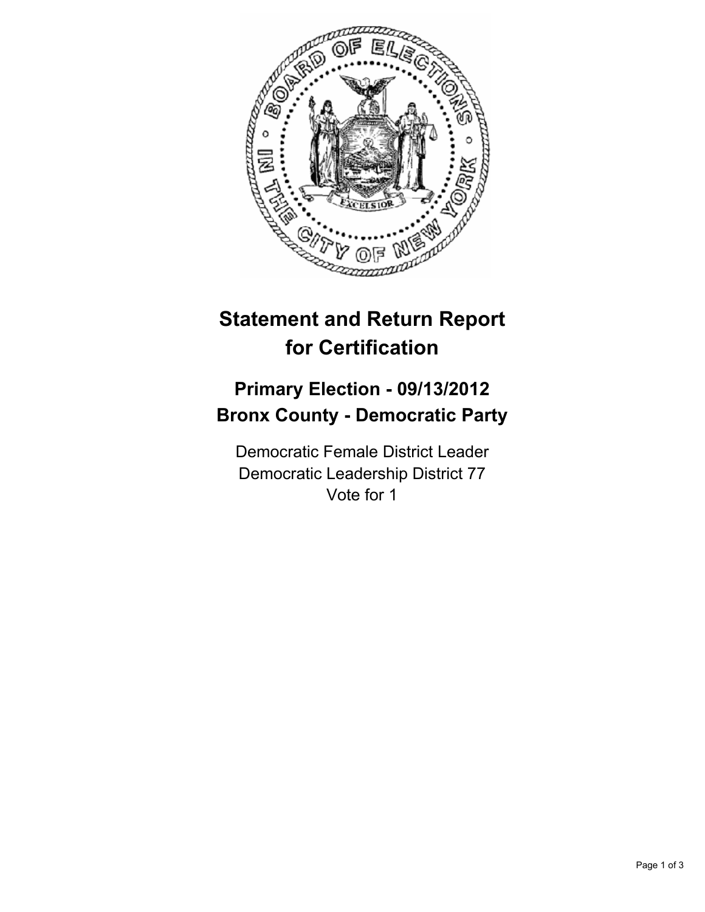# Statement and Return Report for Certification

## Primary Election - 09/13/2012
## Bronx County - Democratic Party

Democratic Female District Leader
Democratic Leadership District 77
Vote for 1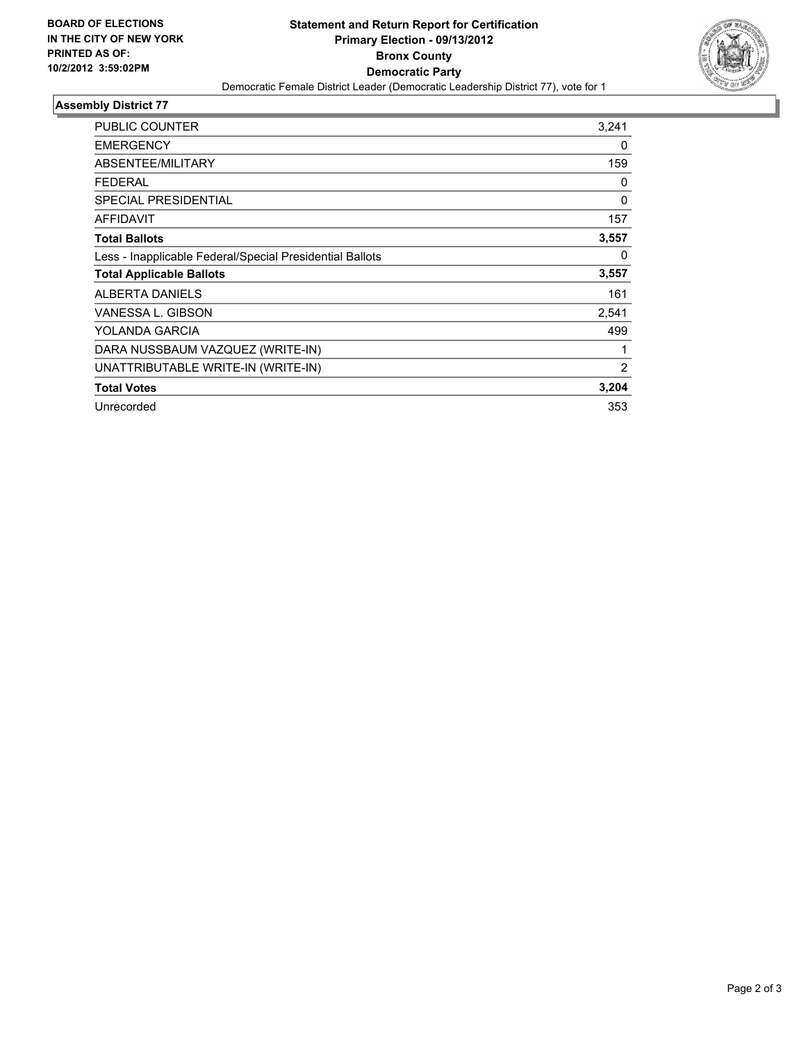**BOARD OF ELECTIONS IN THE CITY OF NEW YORK PRINTED AS OF: 10/2/2012 3:59:02PM**

# Statement and Return Report for Certification
## Primary Election - 09/13/2012
## Bronx County
## Democratic Party

Democratic Female District Leader (Democratic Leadership District 77), vote for 1

### Assembly District 77

| | |
|---|---|
| PUBLIC COUNTER | 3,241 |
| EMERGENCY | 0 |
| ABSENTEE/MILITARY | 159 |
| FEDERAL | 0 |
| SPECIAL PRESIDENTIAL | 0 |
| AFFIDAVIT | 157 |
| **Total Ballots** | **3,557** |
| Less - Inapplicable Federal/Special Presidential Ballots | 0 |
| **Total Applicable Ballots** | **3,557** |
| ALBERTA DANIELS | 161 |
| VANESSA L. GIBSON | 2,541 |
| YOLANDA GARCIA | 499 |
| DARA NUSSBAUM VAZQUEZ (WRITE-IN) | 1 |
| UNATTRIBUTABLE WRITE-IN (WRITE-IN) | 2 |
| **Total Votes** | **3,204** |
| Unrecorded | 353 |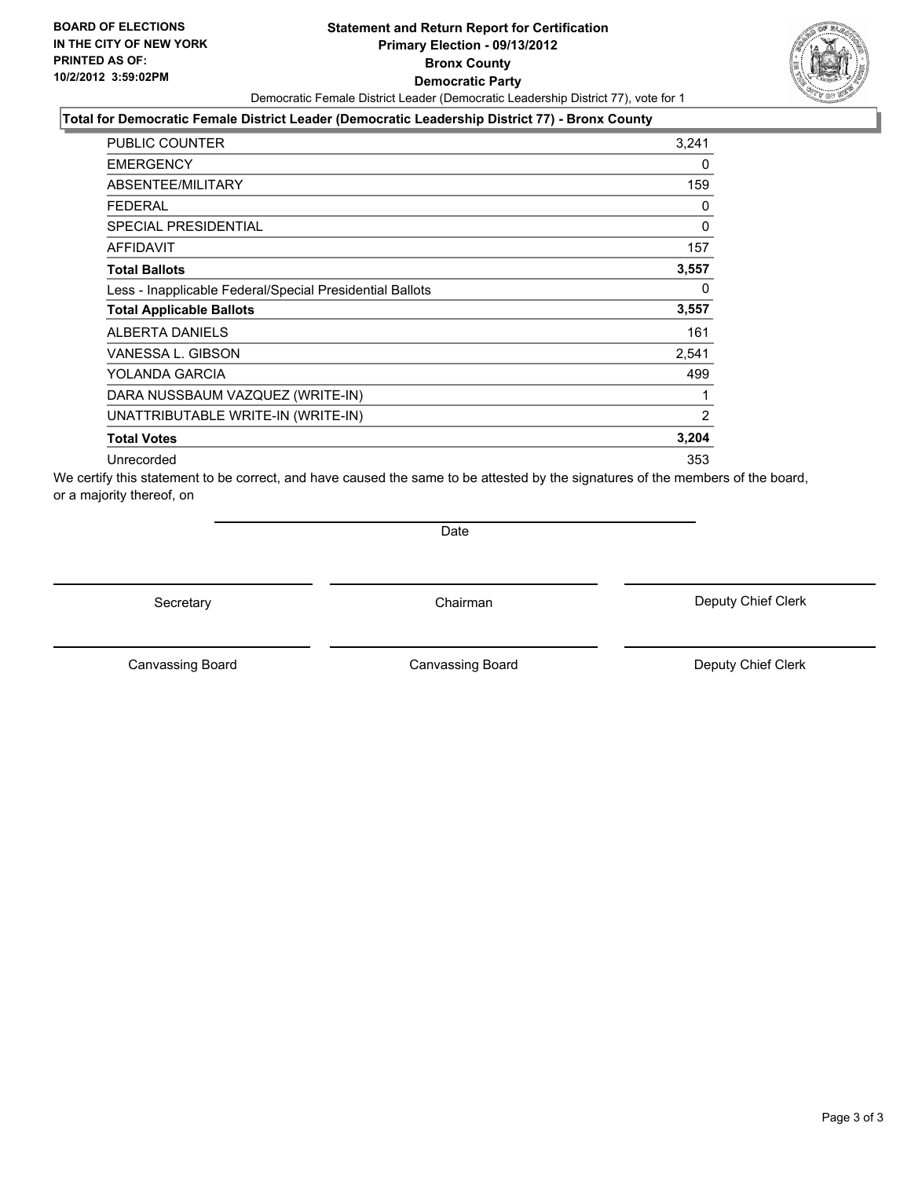**BOARD OF ELECTIONS IN THE CITY OF NEW YORK PRINTED AS OF: 10/2/2012 3:59:02PM**

# Statement and Return Report for Certification
## Primary Election - 09/13/2012
## Bronx County
## Democratic Party

Democratic Female District Leader (Democratic Leadership District 77), vote for 1

**Total for Democratic Female District Leader (Democratic Leadership District 77) - Bronx County**

| | |
|---|---|
| PUBLIC COUNTER | 3,241 |
| EMERGENCY | 0 |
| ABSENTEE/MILITARY | 159 |
| FEDERAL | 0 |
| SPECIAL PRESIDENTIAL | 0 |
| AFFIDAVIT | 157 |
| **Total Ballots** | **3,557** |
| Less - Inapplicable Federal/Special Presidential Ballots | 0 |
| **Total Applicable Ballots** | **3,557** |
| ALBERTA DANIELS | 161 |
| VANESSA L. GIBSON | 2,541 |
| YOLANDA GARCIA | 499 |
| DARA NUSSBAUM VAZQUEZ (WRITE-IN) | 1 |
| UNATTRIBUTABLE WRITE-IN (WRITE-IN) | 2 |
| **Total Votes** | **3,204** |
| Unrecorded | 353 |

We certify this statement to be correct, and have caused the same to be attested by the signatures of the members of the board, or a majority thereof, on

Date

Secretary | Chairman | Deputy Chief Clerk

Canvassing Board | Canvassing Board | Deputy Chief Clerk